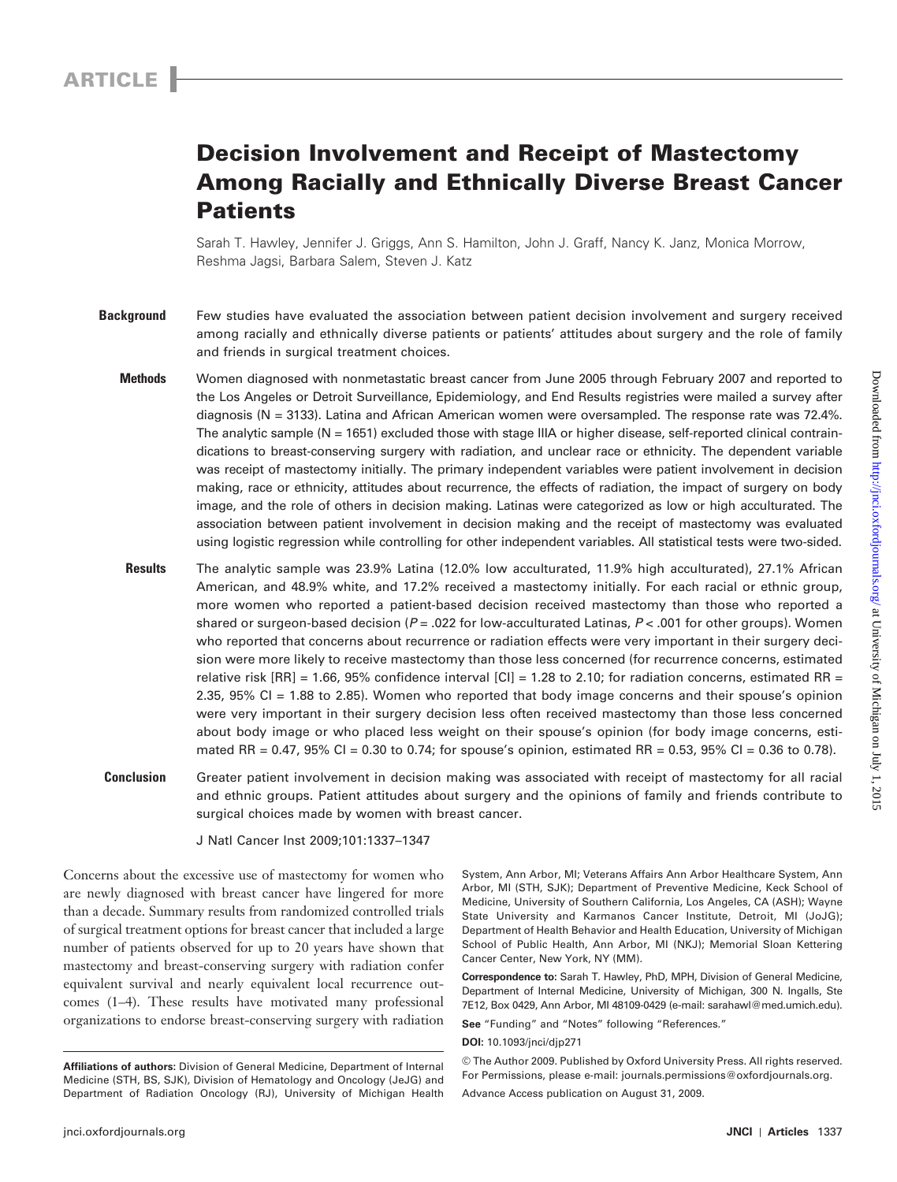ARTICLE

# Decision Involvement and Receipt of Mastectomy Among Racially and Ethnically Diverse Breast Cancer Patients

Sarah T. Hawley, Jennifer J. Griggs, Ann S. Hamilton, John J. Graff, Nancy K. Janz, Monica Morrow, Reshma Jagsi, Barbara Salem, Steven J. Katz

**Background** Few studies have evaluated the association between patient decision involvement and surgery received among racially and ethnically diverse patients or patients' attitudes about surgery and the role of family and friends in surgical treatment choices.

**Methods** Women diagnosed with nonmetastatic breast cancer from June 2005 through February 2007 and reported to the Los Angeles or Detroit Surveillance, Epidemiology, and End Results registries were mailed a survey after diagnosis (N = 3133). Latina and African American women were oversampled. The response rate was 72.4%. The analytic sample (N = 1651) excluded those with stage IIIA or higher disease, self-reported clinical contraindications to breast-conserving surgery with radiation, and unclear race or ethnicity. The dependent variable was receipt of mastectomy initially. The primary independent variables were patient involvement in decision making, race or ethnicity, attitudes about recurrence, the effects of radiation, the impact of surgery on body image, and the role of others in decision making. Latinas were categorized as low or high acculturated. The association between patient involvement in decision making and the receipt of mastectomy was evaluated using logistic regression while controlling for other independent variables. All statistical tests were two-sided.

**Results** The analytic sample was 23.9% Latina (12.0% low acculturated, 11.9% high acculturated), 27.1% African American, and 48.9% white, and 17.2% received a mastectomy initially. For each racial or ethnic group, more women who reported a patient-based decision received mastectomy than those who reported a shared or surgeon-based decision ($P = .022$ for low-acculturated Latinas, $P < .001$ for other groups). Women who reported that concerns about recurrence or radiation effects were very important in their surgery decision were more likely to receive mastectomy than those less concerned (for recurrence concerns, estimated relative risk [RR] = 1.66, 95% confidence interval [CI] = 1.28 to 2.10; for radiation concerns, estimated RR = 2.35, 95% CI = 1.88 to 2.85). Women who reported that body image concerns and their spouse's opinion were very important in their surgery decision less often received mastectomy than those less concerned about body image or who placed less weight on their spouse's opinion (for body image concerns, estimated RR = 0.47, 95% CI = 0.30 to 0.74; for spouse's opinion, estimated RR = 0.53, 95% CI = 0.36 to 0.78).

**Conclusion** Greater patient involvement in decision making was associated with receipt of mastectomy for all racial and ethnic groups. Patient attitudes about surgery and the opinions of family and friends contribute to surgical choices made by women with breast cancer.

J Natl Cancer Inst 2009;101:1337–1347

Concerns about the excessive use of mastectomy for women who are newly diagnosed with breast cancer have lingered for more than a decade. Summary results from randomized controlled trials of surgical treatment options for breast cancer that included a large number of patients observed for up to 20 years have shown that mastectomy and breast-conserving surgery with radiation confer equivalent survival and nearly equivalent local recurrence outcomes (1–4). These results have motivated many professional organizations to endorse breast-conserving surgery with radiation

**Affiliations of authors:** Division of General Medicine, Department of Internal Medicine (STH, BS, SJK), Division of Hematology and Oncology (JeJG) and Department of Radiation Oncology (RJ), University of Michigan Health System, Ann Arbor, MI; Veterans Affairs Ann Arbor Healthcare System, Ann Arbor, MI (STH, SJK); Department of Preventive Medicine, Keck School of Medicine, University of Southern California, Los Angeles, CA (ASH); Wayne State University and Karmanos Cancer Institute, Detroit, MI (JoJG); Department of Health Behavior and Health Education, University of Michigan School of Public Health, Ann Arbor, MI (NKJ); Memorial Sloan Kettering Cancer Center, New York, NY (MM).

**Correspondence to:** Sarah T. Hawley, PhD, MPH, Division of General Medicine, Department of Internal Medicine, University of Michigan, 300 N. Ingalls, Ste 7E12, Box 0429, Ann Arbor, MI 48109-0429 (e-mail: sarahawl@med.umich.edu).

**See** "Funding" and "Notes" following "References."

**DOI:** 10.1093/jnci/djp271

© The Author 2009. Published by Oxford University Press. All rights reserved. For Permissions, please e-mail: journals.permissions@oxfordjournals.org.

Advance Access publication on August 31, 2009.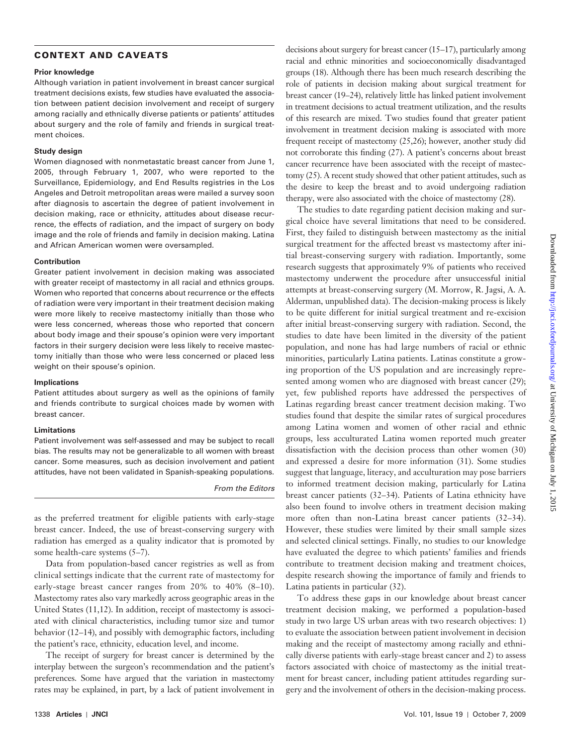## CONTEXT AND CAVEATS

**Prior knowledge**

Although variation in patient involvement in breast cancer surgical treatment decisions exists, few studies have evaluated the association between patient decision involvement and receipt of surgery among racially and ethnically diverse patients or patients' attitudes about surgery and the role of family and friends in surgical treatment choices.

**Study design**

Women diagnosed with nonmetastatic breast cancer from June 1, 2005, through February 1, 2007, who were reported to the Surveillance, Epidemiology, and End Results registries in the Los Angeles and Detroit metropolitan areas were mailed a survey soon after diagnosis to ascertain the degree of patient involvement in decision making, race or ethnicity, attitudes about disease recurrence, the effects of radiation, and the impact of surgery on body image and the role of friends and family in decision making. Latina and African American women were oversampled.

**Contribution**

Greater patient involvement in decision making was associated with greater receipt of mastectomy in all racial and ethnics groups. Women who reported that concerns about recurrence or the effects of radiation were very important in their treatment decision making were more likely to receive mastectomy initially than those who were less concerned, whereas those who reported that concern about body image and their spouse's opinion were very important factors in their surgery decision were less likely to receive mastectomy initially than those who were less concerned or placed less weight on their spouse's opinion.

**Implications**

Patient attitudes about surgery as well as the opinions of family and friends contribute to surgical choices made by women with breast cancer.

**Limitations**

Patient involvement was self-assessed and may be subject to recall bias. The results may not be generalizable to all women with breast cancer. Some measures, such as decision involvement and patient attitudes, have not been validated in Spanish-speaking populations.

*From the Editors*

as the preferred treatment for eligible patients with early-stage breast cancer. Indeed, the use of breast-conserving surgery with radiation has emerged as a quality indicator that is promoted by some health-care systems (5–7).

Data from population-based cancer registries as well as from clinical settings indicate that the current rate of mastectomy for early-stage breast cancer ranges from 20% to 40% (8–10). Mastectomy rates also vary markedly across geographic areas in the United States (11,12). In addition, receipt of mastectomy is associated with clinical characteristics, including tumor size and tumor behavior (12–14), and possibly with demographic factors, including the patient's race, ethnicity, education level, and income.

The receipt of surgery for breast cancer is determined by the interplay between the surgeon's recommendation and the patient's preferences. Some have argued that the variation in mastectomy rates may be explained, in part, by a lack of patient involvement in decisions about surgery for breast cancer (15–17), particularly among racial and ethnic minorities and socioeconomically disadvantaged groups (18). Although there has been much research describing the role of patients in decision making about surgical treatment for breast cancer (19–24), relatively little has linked patient involvement in treatment decisions to actual treatment utilization, and the results of this research are mixed. Two studies found that greater patient involvement in treatment decision making is associated with more frequent receipt of mastectomy (25,26); however, another study did not corroborate this finding (27). A patient's concerns about breast cancer recurrence have been associated with the receipt of mastectomy (25). A recent study showed that other patient attitudes, such as the desire to keep the breast and to avoid undergoing radiation therapy, were also associated with the choice of mastectomy (28).

The studies to date regarding patient decision making and surgical choice have several limitations that need to be considered. First, they failed to distinguish between mastectomy as the initial surgical treatment for the affected breast vs mastectomy after initial breast-conserving surgery with radiation. Importantly, some research suggests that approximately 9% of patients who received mastectomy underwent the procedure after unsuccessful initial attempts at breast-conserving surgery (M. Morrow, R. Jagsi, A. A. Alderman, unpublished data). The decision-making process is likely to be quite different for initial surgical treatment and re-excision after initial breast-conserving surgery with radiation. Second, the studies to date have been limited in the diversity of the patient population, and none has had large numbers of racial or ethnic minorities, particularly Latina patients. Latinas constitute a growing proportion of the US population and are increasingly represented among women who are diagnosed with breast cancer (29); yet, few published reports have addressed the perspectives of Latinas regarding breast cancer treatment decision making. Two studies found that despite the similar rates of surgical procedures among Latina women and women of other racial and ethnic groups, less acculturated Latina women reported much greater dissatisfaction with the decision process than other women (30) and expressed a desire for more information (31). Some studies suggest that language, literacy, and acculturation may pose barriers to informed treatment decision making, particularly for Latina breast cancer patients (32–34). Patients of Latina ethnicity have also been found to involve others in treatment decision making more often than non-Latina breast cancer patients (32–34). However, these studies were limited by their small sample sizes and selected clinical settings. Finally, no studies to our knowledge have evaluated the degree to which patients' families and friends contribute to treatment decision making and treatment choices, despite research showing the importance of family and friends to Latina patients in particular (32).

To address these gaps in our knowledge about breast cancer treatment decision making, we performed a population-based study in two large US urban areas with two research objectives: 1) to evaluate the association between patient involvement in decision making and the receipt of mastectomy among racially and ethnically diverse patients with early-stage breast cancer and 2) to assess factors associated with choice of mastectomy as the initial treatment for breast cancer, including patient attitudes regarding surgery and the involvement of others in the decision-making process.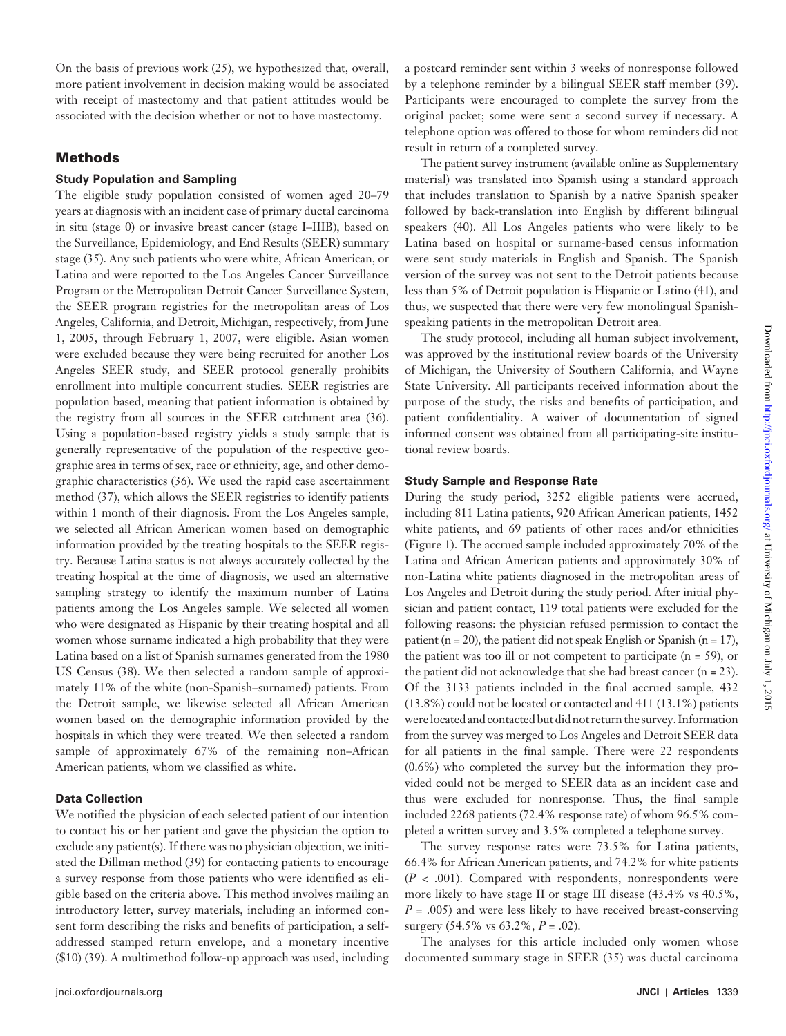On the basis of previous work (25), we hypothesized that, overall, more patient involvement in decision making would be associated with receipt of mastectomy and that patient attitudes would be associated with the decision whether or not to have mastectomy.

## Methods

### Study Population and Sampling

The eligible study population consisted of women aged 20–79 years at diagnosis with an incident case of primary ductal carcinoma in situ (stage 0) or invasive breast cancer (stage I–IIIB), based on the Surveillance, Epidemiology, and End Results (SEER) summary stage (35). Any such patients who were white, African American, or Latina and were reported to the Los Angeles Cancer Surveillance Program or the Metropolitan Detroit Cancer Surveillance System, the SEER program registries for the metropolitan areas of Los Angeles, California, and Detroit, Michigan, respectively, from June 1, 2005, through February 1, 2007, were eligible. Asian women were excluded because they were being recruited for another Los Angeles SEER study, and SEER protocol generally prohibits enrollment into multiple concurrent studies. SEER registries are population based, meaning that patient information is obtained by the registry from all sources in the SEER catchment area (36). Using a population-based registry yields a study sample that is generally representative of the population of the respective geographic area in terms of sex, race or ethnicity, age, and other demographic characteristics (36). We used the rapid case ascertainment method (37), which allows the SEER registries to identify patients within 1 month of their diagnosis. From the Los Angeles sample, we selected all African American women based on demographic information provided by the treating hospitals to the SEER registry. Because Latina status is not always accurately collected by the treating hospital at the time of diagnosis, we used an alternative sampling strategy to identify the maximum number of Latina patients among the Los Angeles sample. We selected all women who were designated as Hispanic by their treating hospital and all women whose surname indicated a high probability that they were Latina based on a list of Spanish surnames generated from the 1980 US Census (38). We then selected a random sample of approximately 11% of the white (non-Spanish–surnamed) patients. From the Detroit sample, we likewise selected all African American women based on the demographic information provided by the hospitals in which they were treated. We then selected a random sample of approximately 67% of the remaining non–African American patients, whom we classified as white.

### Data Collection

We notified the physician of each selected patient of our intention to contact his or her patient and gave the physician the option to exclude any patient(s). If there was no physician objection, we initiated the Dillman method (39) for contacting patients to encourage a survey response from those patients who were identified as eligible based on the criteria above. This method involves mailing an introductory letter, survey materials, including an informed consent form describing the risks and benefits of participation, a self-addressed stamped return envelope, and a monetary incentive ($10) (39). A multimethod follow-up approach was used, including a postcard reminder sent within 3 weeks of nonresponse followed by a telephone reminder by a bilingual SEER staff member (39). Participants were encouraged to complete the survey from the original packet; some were sent a second survey if necessary. A telephone option was offered to those for whom reminders did not result in return of a completed survey.

The patient survey instrument (available online as Supplementary material) was translated into Spanish using a standard approach that includes translation to Spanish by a native Spanish speaker followed by back-translation into English by different bilingual speakers (40). All Los Angeles patients who were likely to be Latina based on hospital or surname-based census information were sent study materials in English and Spanish. The Spanish version of the survey was not sent to the Detroit patients because less than 5% of Detroit population is Hispanic or Latino (41), and thus, we suspected that there were very few monolingual Spanish-speaking patients in the metropolitan Detroit area.

The study protocol, including all human subject involvement, was approved by the institutional review boards of the University of Michigan, the University of Southern California, and Wayne State University. All participants received information about the purpose of the study, the risks and benefits of participation, and patient confidentiality. A waiver of documentation of signed informed consent was obtained from all participating-site institutional review boards.

### Study Sample and Response Rate

During the study period, 3252 eligible patients were accrued, including 811 Latina patients, 920 African American patients, 1452 white patients, and 69 patients of other races and/or ethnicities (Figure 1). The accrued sample included approximately 70% of the Latina and African American patients and approximately 30% of non-Latina white patients diagnosed in the metropolitan areas of Los Angeles and Detroit during the study period. After initial physician and patient contact, 119 total patients were excluded for the following reasons: the physician refused permission to contact the patient (n = 20), the patient did not speak English or Spanish (n = 17), the patient was too ill or not competent to participate (n = 59), or the patient did not acknowledge that she had breast cancer (n = 23). Of the 3133 patients included in the final accrued sample, 432 (13.8%) could not be located or contacted and 411 (13.1%) patients were located and contacted but did not return the survey. Information from the survey was merged to Los Angeles and Detroit SEER data for all patients in the final sample. There were 22 respondents (0.6%) who completed the survey but the information they provided could not be merged to SEER data as an incident case and thus were excluded for nonresponse. Thus, the final sample included 2268 patients (72.4% response rate) of whom 96.5% completed a written survey and 3.5% completed a telephone survey.

The survey response rates were 73.5% for Latina patients, 66.4% for African American patients, and 74.2% for white patients ($P < .001$). Compared with respondents, nonrespondents were more likely to have stage II or stage III disease (43.4% vs 40.5%, $P = .005$) and were less likely to have received breast-conserving surgery (54.5% vs 63.2%, $P = .02$).

The analyses for this article included only women whose documented summary stage in SEER (35) was ductal carcinoma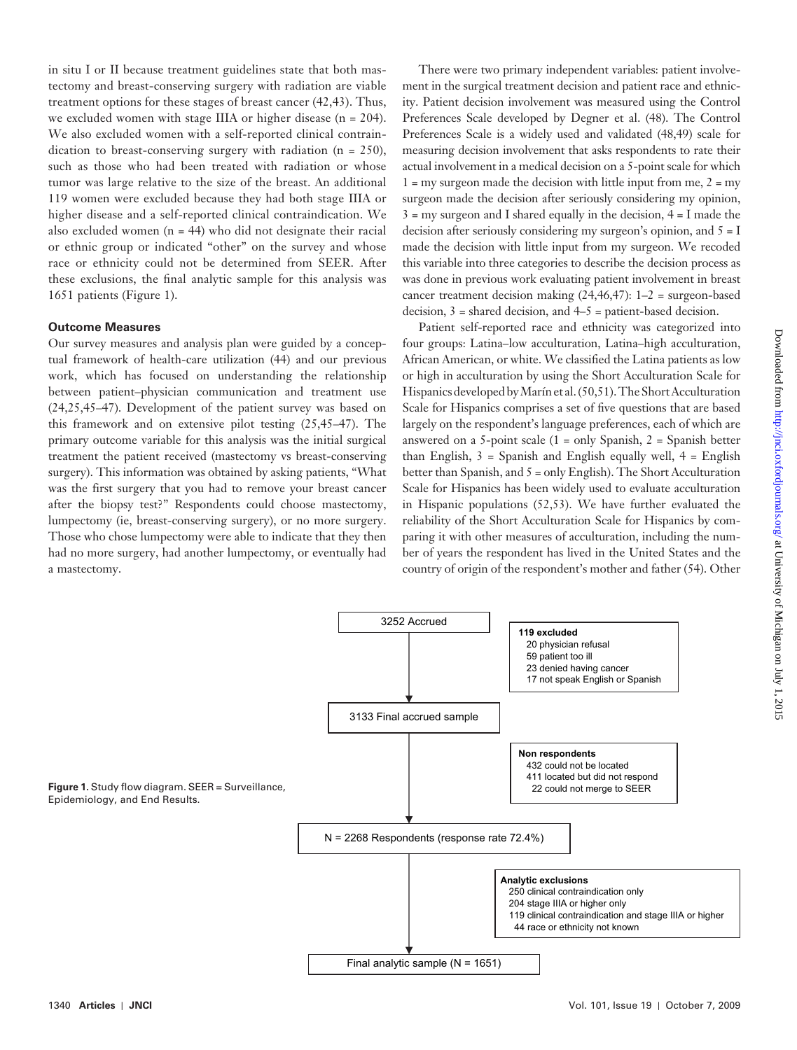in situ I or II because treatment guidelines state that both mastectomy and breast-conserving surgery with radiation are viable treatment options for these stages of breast cancer (42,43). Thus, we excluded women with stage IIIA or higher disease (n = 204). We also excluded women with a self-reported clinical contraindication to breast-conserving surgery with radiation (n = 250), such as those who had been treated with radiation or whose tumor was large relative to the size of the breast. An additional 119 women were excluded because they had both stage IIIA or higher disease and a self-reported clinical contraindication. We also excluded women (n = 44) who did not designate their racial or ethnic group or indicated "other" on the survey and whose race or ethnicity could not be determined from SEER. After these exclusions, the final analytic sample for this analysis was 1651 patients (Figure 1).

### Outcome Measures

Our survey measures and analysis plan were guided by a conceptual framework of health-care utilization (44) and our previous work, which has focused on understanding the relationship between patient–physician communication and treatment use (24,25,45–47). Development of the patient survey was based on this framework and on extensive pilot testing (25,45–47). The primary outcome variable for this analysis was the initial surgical treatment the patient received (mastectomy vs breast-conserving surgery). This information was obtained by asking patients, "What was the first surgery that you had to remove your breast cancer after the biopsy test?" Respondents could choose mastectomy, lumpectomy (ie, breast-conserving surgery), or no more surgery. Those who chose lumpectomy were able to indicate that they then had no more surgery, had another lumpectomy, or eventually had a mastectomy.

There were two primary independent variables: patient involvement in the surgical treatment decision and patient race and ethnicity. Patient decision involvement was measured using the Control Preferences Scale developed by Degner et al. (48). The Control Preferences Scale is a widely used and validated (48,49) scale for measuring decision involvement that asks respondents to rate their actual involvement in a medical decision on a 5-point scale for which 1 = my surgeon made the decision with little input from me, 2 = my surgeon made the decision after seriously considering my opinion, 3 = my surgeon and I shared equally in the decision, 4 = I made the decision after seriously considering my surgeon's opinion, and 5 = I made the decision with little input from my surgeon. We recoded this variable into three categories to describe the decision process as was done in previous work evaluating patient involvement in breast cancer treatment decision making (24,46,47): 1–2 = surgeon-based decision, 3 = shared decision, and 4–5 = patient-based decision.

Patient self-reported race and ethnicity was categorized into four groups: Latina–low acculturation, Latina–high acculturation, African American, or white. We classified the Latina patients as low or high in acculturation by using the Short Acculturation Scale for Hispanics developed by Marín et al. (50,51). The Short Acculturation Scale for Hispanics comprises a set of five questions that are based largely on the respondent's language preferences, each of which are answered on a 5-point scale (1 = only Spanish, 2 = Spanish better than English, 3 = Spanish and English equally well, 4 = English better than Spanish, and 5 = only English). The Short Acculturation Scale for Hispanics has been widely used to evaluate acculturation in Hispanic populations (52,53). We have further evaluated the reliability of the Short Acculturation Scale for Hispanics by comparing it with other measures of acculturation, including the number of years the respondent has lived in the United States and the country of origin of the respondent's mother and father (54). Other

3252 Accrued

**119 excluded**
- 20 physician refusal
- 59 patient too ill
- 23 denied having cancer
- 17 not speak English or Spanish

3133 Final accrued sample

**Non respondents**
- 432 could not be located
- 411 located but did not respond
- 22 could not merge to SEER

N = 2268 Respondents (response rate 72.4%)

**Analytic exclusions**
- 250 clinical contraindication only
- 204 stage IIIA or higher only
- 119 clinical contraindication and stage IIIA or higher
- 44 race or ethnicity not known

Final analytic sample (N = 1651)

**Figure 1.** Study flow diagram. SEER = Surveillance, Epidemiology, and End Results.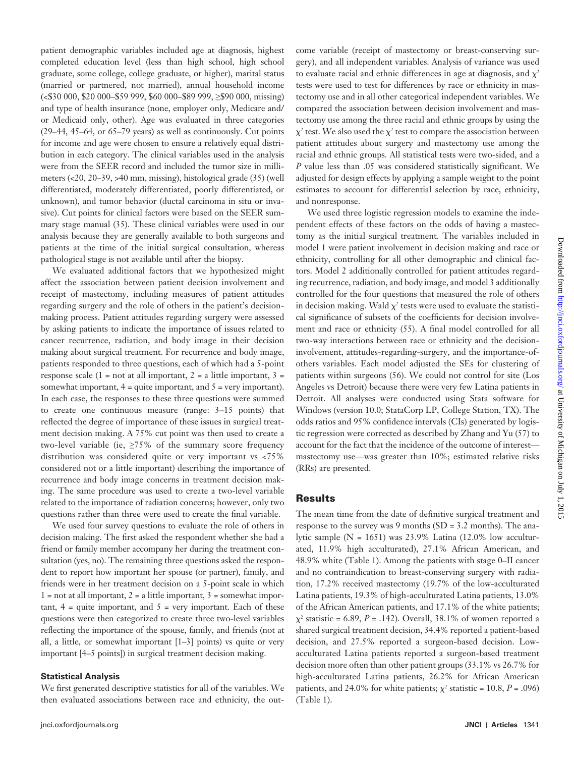patient demographic variables included age at diagnosis, highest completed education level (less than high school, high school graduate, some college, college graduate, or higher), marital status (married or partnered, not married), annual household income (<$30 000, $20 000–$59 999, $60 000–$89 999, ≥$90 000, missing) and type of health insurance (none, employer only, Medicare and/or Medicaid only, other). Age was evaluated in three categories (29–44, 45–64, or 65–79 years) as well as continuously. Cut points for income and age were chosen to ensure a relatively equal distribution in each category. The clinical variables used in the analysis were from the SEER record and included the tumor size in millimeters (<20, 20–39, >40 mm, missing), histological grade (35) (well differentiated, moderately differentiated, poorly differentiated, or unknown), and tumor behavior (ductal carcinoma in situ or invasive). Cut points for clinical factors were based on the SEER summary stage manual (35). These clinical variables were used in our analysis because they are generally available to both surgeons and patients at the time of the initial surgical consultation, whereas pathological stage is not available until after the biopsy.

We evaluated additional factors that we hypothesized might affect the association between patient decision involvement and receipt of mastectomy, including measures of patient attitudes regarding surgery and the role of others in the patient's decision-making process. Patient attitudes regarding surgery were assessed by asking patients to indicate the importance of issues related to cancer recurrence, radiation, and body image in their decision making about surgical treatment. For recurrence and body image, patients responded to three questions, each of which had a 5-point response scale (1 = not at all important, 2 = a little important, 3 = somewhat important, 4 = quite important, and 5 = very important). In each case, the responses to these three questions were summed to create one continuous measure (range: 3–15 points) that reflected the degree of importance of these issues in surgical treatment decision making. A 75% cut point was then used to create a two-level variable (ie, ≥75% of the summary score frequency distribution was considered quite or very important vs <75% considered not or a little important) describing the importance of recurrence and body image concerns in treatment decision making. The same procedure was used to create a two-level variable related to the importance of radiation concerns; however, only two questions rather than three were used to create the final variable.

We used four survey questions to evaluate the role of others in decision making. The first asked the respondent whether she had a friend or family member accompany her during the treatment consultation (yes, no). The remaining three questions asked the respondent to report how important her spouse (or partner), family, and friends were in her treatment decision on a 5-point scale in which 1 = not at all important, 2 = a little important, 3 = somewhat important, 4 = quite important, and 5 = very important. Each of these questions were then categorized to create three two-level variables reflecting the importance of the spouse, family, and friends (not at all, a little, or somewhat important [1–3] points) vs quite or very important [4–5 points]) in surgical treatment decision making.

### Statistical Analysis

We first generated descriptive statistics for all of the variables. We then evaluated associations between race and ethnicity, the outcome variable (receipt of mastectomy or breast-conserving surgery), and all independent variables. Analysis of variance was used to evaluate racial and ethnic differences in age at diagnosis, and $\chi^2$ tests were used to test for differences by race or ethnicity in mastectomy use and in all other categorical independent variables. We compared the association between decision involvement and mastectomy use among the three racial and ethnic groups by using the $\chi^2$ test. We also used the $\chi^2$ test to compare the association between patient attitudes about surgery and mastectomy use among the racial and ethnic groups. All statistical tests were two-sided, and a $P$ value less than .05 was considered statistically significant. We adjusted for design effects by applying a sample weight to the point estimates to account for differential selection by race, ethnicity, and nonresponse.

We used three logistic regression models to examine the independent effects of these factors on the odds of having a mastectomy as the initial surgical treatment. The variables included in model 1 were patient involvement in decision making and race or ethnicity, controlling for all other demographic and clinical factors. Model 2 additionally controlled for patient attitudes regarding recurrence, radiation, and body image, and model 3 additionally controlled for the four questions that measured the role of others in decision making. Wald $\chi^2$ tests were used to evaluate the statistical significance of subsets of the coefficients for decision involvement and race or ethnicity (55). A final model controlled for all two-way interactions between race or ethnicity and the decision-involvement, attitudes-regarding-surgery, and the importance-of-others variables. Each model adjusted the SEs for clustering of patients within surgeons (56). We could not control for site (Los Angeles vs Detroit) because there were very few Latina patients in Detroit. All analyses were conducted using Stata software for Windows (version 10.0; StataCorp LP, College Station, TX). The odds ratios and 95% confidence intervals (CIs) generated by logistic regression were corrected as described by Zhang and Yu (57) to account for the fact that the incidence of the outcome of interest—mastectomy use—was greater than 10%; estimated relative risks (RRs) are presented.

## Results

The mean time from the date of definitive surgical treatment and response to the survey was 9 months (SD = 3.2 months). The analytic sample (N = 1651) was 23.9% Latina (12.0% low acculturated, 11.9% high acculturated), 27.1% African American, and 48.9% white (Table 1). Among the patients with stage 0–II cancer and no contraindication to breast-conserving surgery with radiation, 17.2% received mastectomy (19.7% of the low-acculturated Latina patients, 19.3% of high-acculturated Latina patients, 13.0% of the African American patients, and 17.1% of the white patients; $\chi^2$ statistic = 6.89, $P$ = .142). Overall, 38.1% of women reported a shared surgical treatment decision, 34.4% reported a patient-based decision, and 27.5% reported a surgeon-based decision. Low-acculturated Latina patients reported a surgeon-based treatment decision more often than other patient groups (33.1% vs 26.7% for high-acculturated Latina patients, 26.2% for African American patients, and 24.0% for white patients; $\chi^2$ statistic = 10.8, $P$ = .096) (Table 1).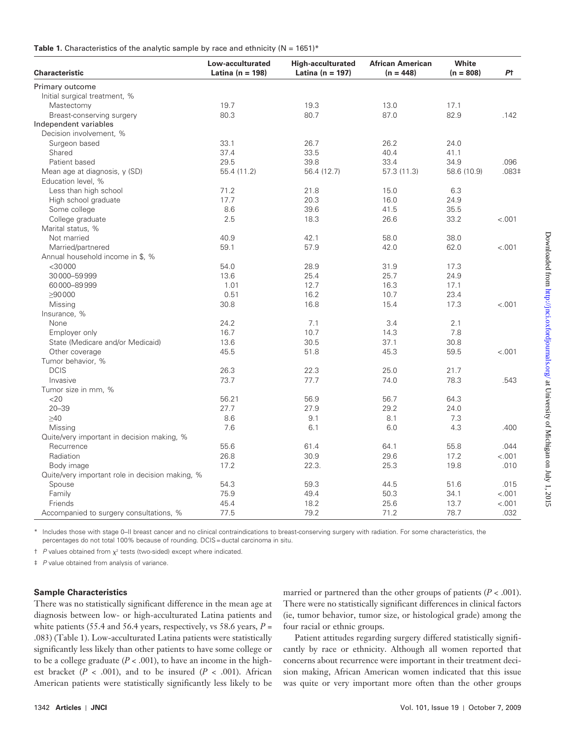**Table 1.** Characteristics of the analytic sample by race and ethnicity (N = 1651)*

| Characteristic | Low-acculturated Latina (n = 198) | High-acculturated Latina (n = 197) | African American (n = 448) | White (n = 808) | P† |
|---|---|---|---|---|---|
| Primary outcome | | | | | |
| Initial surgical treatment, % | | | | | |
| Mastectomy | 19.7 | 19.3 | 13.0 | 17.1 | |
| Breast-conserving surgery | 80.3 | 80.7 | 87.0 | 82.9 | .142 |
| Independent variables | | | | | |
| Decision involvement, % | | | | | |
| Surgeon based | 33.1 | 26.7 | 26.2 | 24.0 | |
| Shared | 37.4 | 33.5 | 40.4 | 41.1 | |
| Patient based | 29.5 | 39.8 | 33.4 | 34.9 | .096 |
| Mean age at diagnosis, y (SD) | 55.4 (11.2) | 56.4 (12.7) | 57.3 (11.3) | 58.6 (10.9) | .083‡ |
| Education level, % | | | | | |
| Less than high school | 71.2 | 21.8 | 15.0 | 6.3 | |
| High school graduate | 17.7 | 20.3 | 16.0 | 24.9 | |
| Some college | 8.6 | 39.6 | 41.5 | 35.5 | |
| College graduate | 2.5 | 18.3 | 26.6 | 33.2 | <.001 |
| Marital status, % | | | | | |
| Not married | 40.9 | 42.1 | 58.0 | 38.0 | |
| Married/partnered | 59.1 | 57.9 | 42.0 | 62.0 | <.001 |
| Annual household income in $, % | | | | | |
| <30 000 | 54.0 | 28.9 | 31.9 | 17.3 | |
| 30 000–59 999 | 13.6 | 25.4 | 25.7 | 24.9 | |
| 60 000–89 999 | 1.01 | 12.7 | 16.3 | 17.1 | |
| ≥90 000 | 0.51 | 16.2 | 10.7 | 23.4 | |
| Missing | 30.8 | 16.8 | 15.4 | 17.3 | <.001 |
| Insurance, % | | | | | |
| None | 24.2 | 7.1 | 3.4 | 2.1 | |
| Employer only | 16.7 | 10.7 | 14.3 | 7.8 | |
| State (Medicare and/or Medicaid) | 13.6 | 30.5 | 37.1 | 30.8 | |
| Other coverage | 45.5 | 51.8 | 45.3 | 59.5 | <.001 |
| Tumor behavior, % | | | | | |
| DCIS | 26.3 | 22.3 | 25.0 | 21.7 | |
| Invasive | 73.7 | 77.7 | 74.0 | 78.3 | .543 |
| Tumor size in mm, % | | | | | |
| <20 | 56.21 | 56.9 | 56.7 | 64.3 | |
| 20–39 | 27.7 | 27.9 | 29.2 | 24.0 | |
| ≥40 | 8.6 | 9.1 | 8.1 | 7.3 | |
| Missing | 7.6 | 6.1 | 6.0 | 4.3 | .400 |
| Quite/very important in decision making, % | | | | | |
| Recurrence | 55.6 | 61.4 | 64.1 | 55.8 | .044 |
| Radiation | 26.8 | 30.9 | 29.6 | 17.2 | <.001 |
| Body image | 17.2 | 22.3. | 25.3 | 19.8 | .010 |
| Quite/very important role in decision making, % | | | | | |
| Spouse | 54.3 | 59.3 | 44.5 | 51.6 | .015 |
| Family | 75.9 | 49.4 | 50.3 | 34.1 | <.001 |
| Friends | 45.4 | 18.2 | 25.6 | 13.7 | <.001 |
| Accompanied to surgery consultations, % | 77.5 | 79.2 | 71.2 | 78.7 | .032 |

\* Includes those with stage 0–II breast cancer and no clinical contraindications to breast-conserving surgery with radiation. For some characteristics, the percentages do not total 100% because of rounding. DCIS = ductal carcinoma in situ.

† *P* values obtained from $\chi^2$ tests (two-sided) except where indicated.

‡ *P* value obtained from analysis of variance.

### Sample Characteristics

There was no statistically significant difference in the mean age at diagnosis between low- or high-acculturated Latina patients and white patients (55.4 and 56.4 years, respectively, vs 58.6 years, $P = .083$) (Table 1). Low-acculturated Latina patients were statistically significantly less likely than other patients to have some college or to be a college graduate ($P < .001$), to have an income in the highest bracket ($P < .001$), and to be insured ($P < .001$). African American patients were statistically significantly less likely to be married or partnered than the other groups of patients ($P < .001$). There were no statistically significant differences in clinical factors (ie, tumor behavior, tumor size, or histological grade) among the four racial or ethnic groups.

Patient attitudes regarding surgery differed statistically significantly by race or ethnicity. Although all women reported that concerns about recurrence were important in their treatment decision making, African American women indicated that this issue was quite or very important more often than the other groups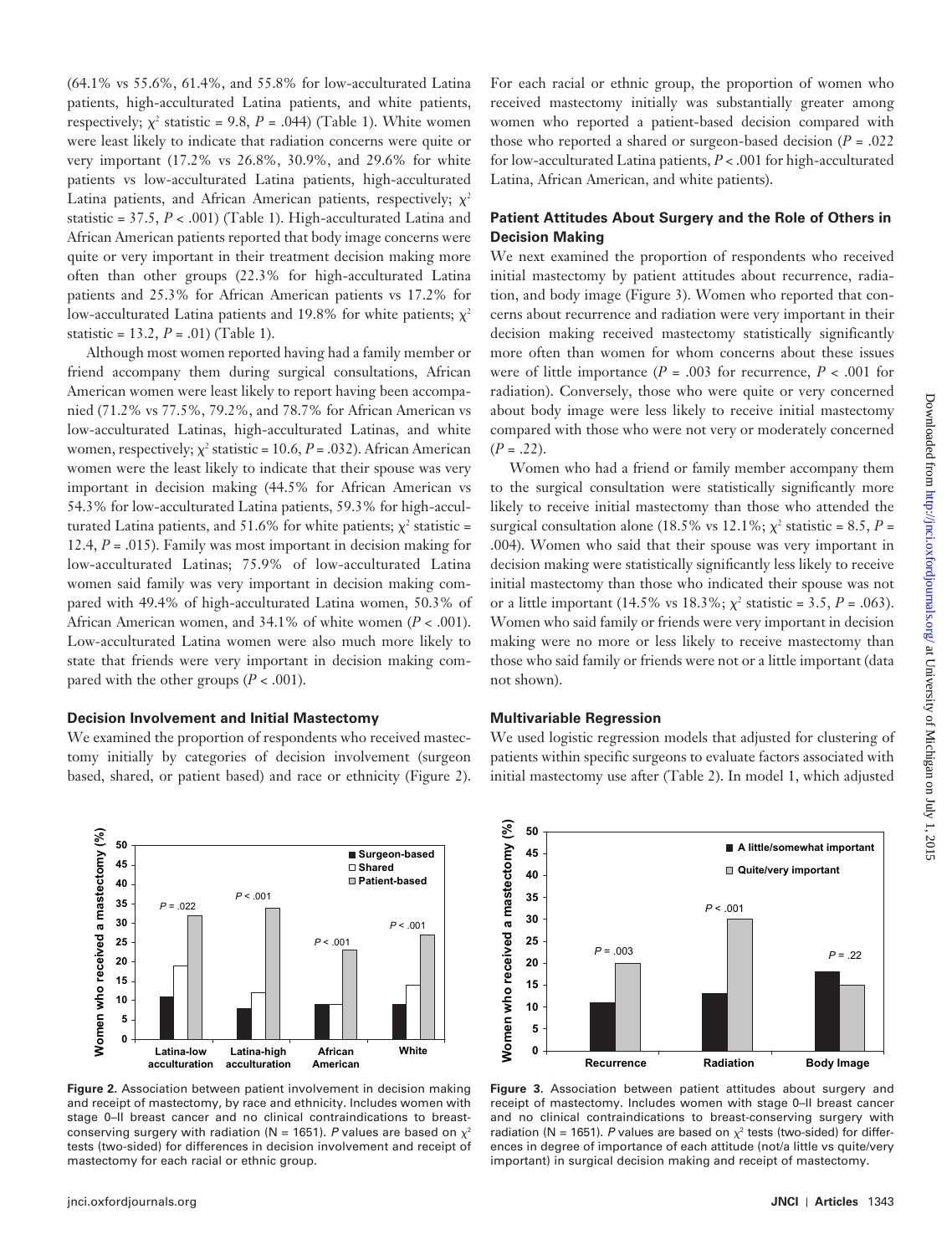(64.1% vs 55.6%, 61.4%, and 55.8% for low-acculturated Latina patients, high-acculturated Latina patients, and white patients, respectively; $\chi^2$ statistic = 9.8, $P$ = .044) (Table 1). White women were least likely to indicate that radiation concerns were quite or very important (17.2% vs 26.8%, 30.9%, and 29.6% for white patients vs low-acculturated Latina patients, high-acculturated Latina patients, and African American patients, respectively; $\chi^2$ statistic = 37.5, $P$ < .001) (Table 1). High-acculturated Latina and African American patients reported that body image concerns were quite or very important in their treatment decision making more often than other groups (22.3% for high-acculturated Latina patients and 25.3% for African American patients vs 17.2% for low-acculturated Latina patients and 19.8% for white patients; $\chi^2$ statistic = 13.2, $P$ = .01) (Table 1).

Although most women reported having had a family member or friend accompany them during surgical consultations, African American women were least likely to report having been accompanied (71.2% vs 77.5%, 79.2%, and 78.7% for African American vs low-acculturated Latinas, high-acculturated Latinas, and white women, respectively; $\chi^2$ statistic = 10.6, $P$ = .032). African American women were the least likely to indicate that their spouse was very important in decision making (44.5% for African American vs 54.3% for low-acculturated Latina patients, 59.3% for high-acculturated Latina patients, and 51.6% for white patients; $\chi^2$ statistic = 12.4, $P$ = .015). Family was most important in decision making for low-acculturated Latinas; 75.9% of low-acculturated Latina women said family was very important in decision making compared with 49.4% of high-acculturated Latina women, 50.3% of African American women, and 34.1% of white women ($P$ < .001). Low-acculturated Latina women were also much more likely to state that friends were very important in decision making compared with the other groups ($P$ < .001).

### Decision Involvement and Initial Mastectomy

We examined the proportion of respondents who received mastectomy initially by categories of decision involvement (surgeon based, shared, or patient based) and race or ethnicity (Figure 2). For each racial or ethnic group, the proportion of women who received mastectomy initially was substantially greater among women who reported a patient-based decision compared with those who reported a shared or surgeon-based decision ($P$ = .022 for low-acculturated Latina patients, $P$ < .001 for high-acculturated Latina, African American, and white patients).

### Patient Attitudes About Surgery and the Role of Others in Decision Making

We next examined the proportion of respondents who received initial mastectomy by patient attitudes about recurrence, radiation, and body image (Figure 3). Women who reported that concerns about recurrence and radiation were very important in their decision making received mastectomy statistically significantly more often than women for whom concerns about these issues were of little importance ($P$ = .003 for recurrence, $P$ < .001 for radiation). Conversely, those who were quite or very concerned about body image were less likely to receive initial mastectomy compared with those who were not very or moderately concerned ($P$ = .22).

Women who had a friend or family member accompany them to the surgical consultation were statistically significantly more likely to receive initial mastectomy than those who attended the surgical consultation alone (18.5% vs 12.1%; $\chi^2$ statistic = 8.5, $P$ = .004). Women who said that their spouse was very important in decision making were statistically significantly less likely to receive initial mastectomy than those who indicated their spouse was not or a little important (14.5% vs 18.3%; $\chi^2$ statistic = 3.5, $P$ = .063). Women who said family or friends were very important in decision making were no more or less likely to receive mastectomy than those who said family or friends were not or a little important (data not shown).

### Multivariable Regression

We used logistic regression models that adjusted for clustering of patients within specific surgeons to evaluate factors associated with initial mastectomy use after (Table 2). In model 1, which adjusted

**Figure 2.** Association between patient involvement in decision making and receipt of mastectomy, by race and ethnicity. Includes women with stage 0–II breast cancer and no clinical contraindications to breast-conserving surgery with radiation (N = 1651). $P$ values are based on $\chi^2$ tests (two-sided) for differences in decision involvement and receipt of mastectomy for each racial or ethnic group.

**Figure 3.** Association between patient attitudes about surgery and receipt of mastectomy. Includes women with stage 0–II breast cancer and no clinical contraindications to breast-conserving surgery with radiation (N = 1651). $P$ values are based on $\chi^2$ tests (two-sided) for differences in degree of importance of each attitude (not/a little vs quite/very important) in surgical decision making and receipt of mastectomy.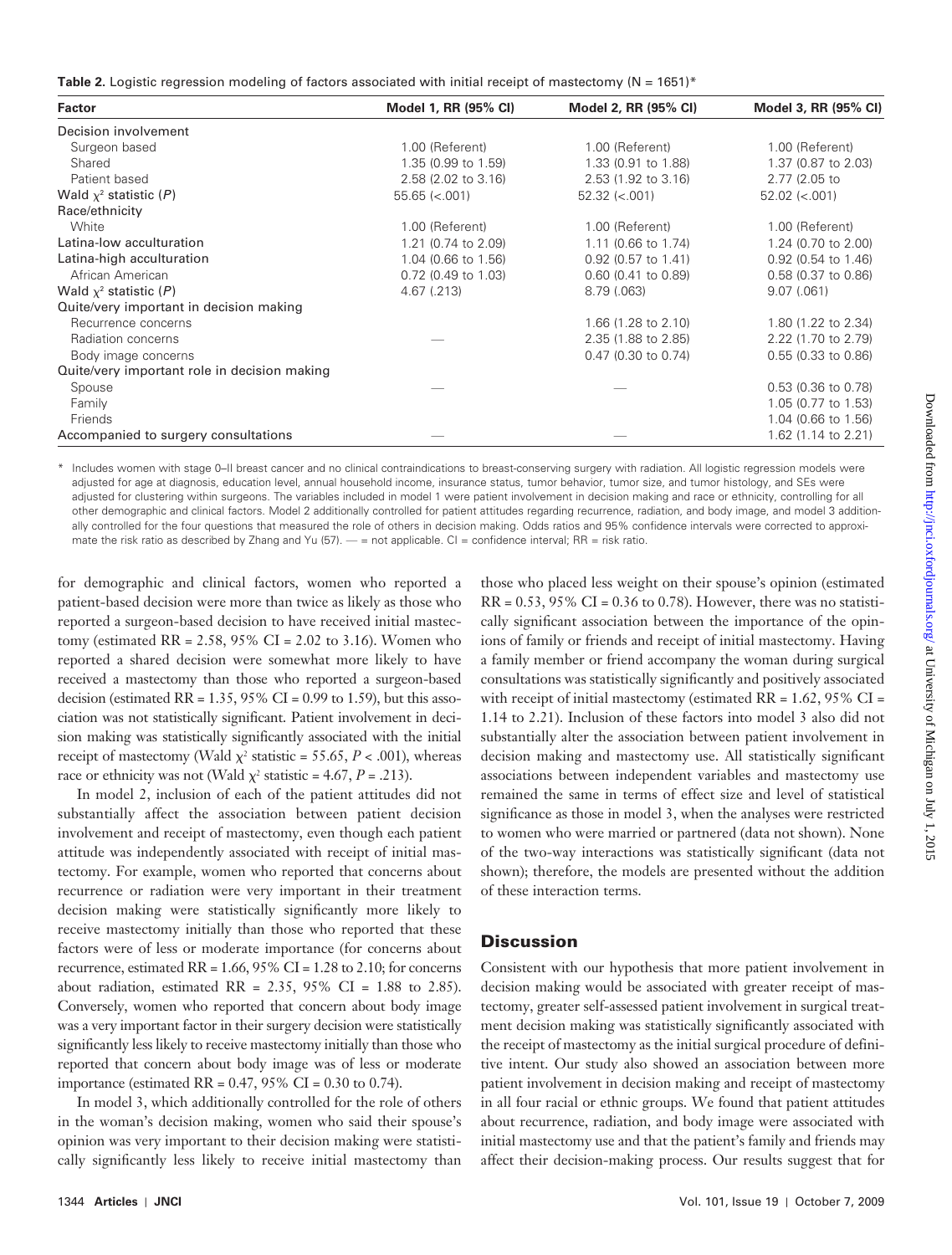**Table 2.** Logistic regression modeling of factors associated with initial receipt of mastectomy (N = 1651)*

| Factor | Model 1, RR (95% CI) | Model 2, RR (95% CI) | Model 3, RR (95% CI) |
|---|---|---|---|
| Decision involvement | | | |
| Surgeon based | 1.00 (Referent) | 1.00 (Referent) | 1.00 (Referent) |
| Shared | 1.35 (0.99 to 1.59) | 1.33 (0.91 to 1.88) | 1.37 (0.87 to 2.03) |
| Patient based | 2.58 (2.02 to 3.16) | 2.53 (1.92 to 3.16) | 2.77 (2.05 to |
| Wald $\chi^2$ statistic (*P*) | 55.65 (<.001) | 52.32 (<.001) | 52.02 (<.001) |
| Race/ethnicity | | | |
| White | 1.00 (Referent) | 1.00 (Referent) | 1.00 (Referent) |
| Latina-low acculturation | 1.21 (0.74 to 2.09) | 1.11 (0.66 to 1.74) | 1.24 (0.70 to 2.00) |
| Latina-high acculturation | 1.04 (0.66 to 1.56) | 0.92 (0.57 to 1.41) | 0.92 (0.54 to 1.46) |
| African American | 0.72 (0.49 to 1.03) | 0.60 (0.41 to 0.89) | 0.58 (0.37 to 0.86) |
| Wald $\chi^2$ statistic (*P*) | 4.67 (.213) | 8.79 (.063) | 9.07 (.061) |
| Quite/very important in decision making | | | |
| Recurrence concerns | | 1.66 (1.28 to 2.10) | 1.80 (1.22 to 2.34) |
| Radiation concerns | — | 2.35 (1.88 to 2.85) | 2.22 (1.70 to 2.79) |
| Body image concerns | | 0.47 (0.30 to 0.74) | 0.55 (0.33 to 0.86) |
| Quite/very important role in decision making | | | |
| Spouse | — | — | 0.53 (0.36 to 0.78) |
| Family | | | 1.05 (0.77 to 1.53) |
| Friends | | | 1.04 (0.66 to 1.56) |
| Accompanied to surgery consultations | — | — | 1.62 (1.14 to 2.21) |

\* Includes women with stage 0–II breast cancer and no clinical contraindications to breast-conserving surgery with radiation. All logistic regression models were adjusted for age at diagnosis, education level, annual household income, insurance status, tumor behavior, tumor size, and tumor histology, and SEs were adjusted for clustering within surgeons. The variables included in model 1 were patient involvement in decision making and race or ethnicity, controlling for all other demographic and clinical factors. Model 2 additionally controlled for patient attitudes regarding recurrence, radiation, and body image, and model 3 additionally controlled for the four questions that measured the role of others in decision making. Odds ratios and 95% confidence intervals were corrected to approximate the risk ratio as described by Zhang and Yu (57). — = not applicable. CI = confidence interval; RR = risk ratio.

for demographic and clinical factors, women who reported a patient-based decision were more than twice as likely as those who reported a surgeon-based decision to have received initial mastectomy (estimated RR = 2.58, 95% CI = 2.02 to 3.16). Women who reported a shared decision were somewhat more likely to have received a mastectomy than those who reported a surgeon-based decision (estimated RR = 1.35, 95% CI = 0.99 to 1.59), but this association was not statistically significant. Patient involvement in decision making was statistically significantly associated with the initial receipt of mastectomy (Wald $\chi^2$ statistic = 55.65, $P < .001$), whereas race or ethnicity was not (Wald $\chi^2$ statistic = 4.67, $P = .213$).

In model 2, inclusion of each of the patient attitudes did not substantially affect the association between patient decision involvement and receipt of mastectomy, even though each patient attitude was independently associated with receipt of initial mastectomy. For example, women who reported that concerns about recurrence or radiation were very important in their treatment decision making were statistically significantly more likely to receive mastectomy initially than those who reported that these factors were of less or moderate importance (for concerns about recurrence, estimated RR = 1.66, 95% CI = 1.28 to 2.10; for concerns about radiation, estimated RR = 2.35, 95% CI = 1.88 to 2.85). Conversely, women who reported that concern about body image was a very important factor in their surgery decision were statistically significantly less likely to receive mastectomy initially than those who reported that concern about body image was of less or moderate importance (estimated RR = 0.47, 95% CI = 0.30 to 0.74).

In model 3, which additionally controlled for the role of others in the woman's decision making, women who said their spouse's opinion was very important to their decision making were statistically significantly less likely to receive initial mastectomy than those who placed less weight on their spouse's opinion (estimated RR = 0.53, 95% CI = 0.36 to 0.78). However, there was no statistically significant association between the importance of the opinions of family or friends and receipt of initial mastectomy. Having a family member or friend accompany the woman during surgical consultations was statistically significantly and positively associated with receipt of initial mastectomy (estimated RR = 1.62, 95% CI = 1.14 to 2.21). Inclusion of these factors into model 3 also did not substantially alter the association between patient involvement in decision making and mastectomy use. All statistically significant associations between independent variables and mastectomy use remained the same in terms of effect size and level of statistical significance as those in model 3, when the analyses were restricted to women who were married or partnered (data not shown). None of the two-way interactions was statistically significant (data not shown); therefore, the models are presented without the addition of these interaction terms.

## Discussion

Consistent with our hypothesis that more patient involvement in decision making would be associated with greater receipt of mastectomy, greater self-assessed patient involvement in surgical treatment decision making was statistically significantly associated with the receipt of mastectomy as the initial surgical procedure of definitive intent. Our study also showed an association between more patient involvement in decision making and receipt of mastectomy in all four racial or ethnic groups. We found that patient attitudes about recurrence, radiation, and body image were associated with initial mastectomy use and that the patient's family and friends may affect their decision-making process. Our results suggest that for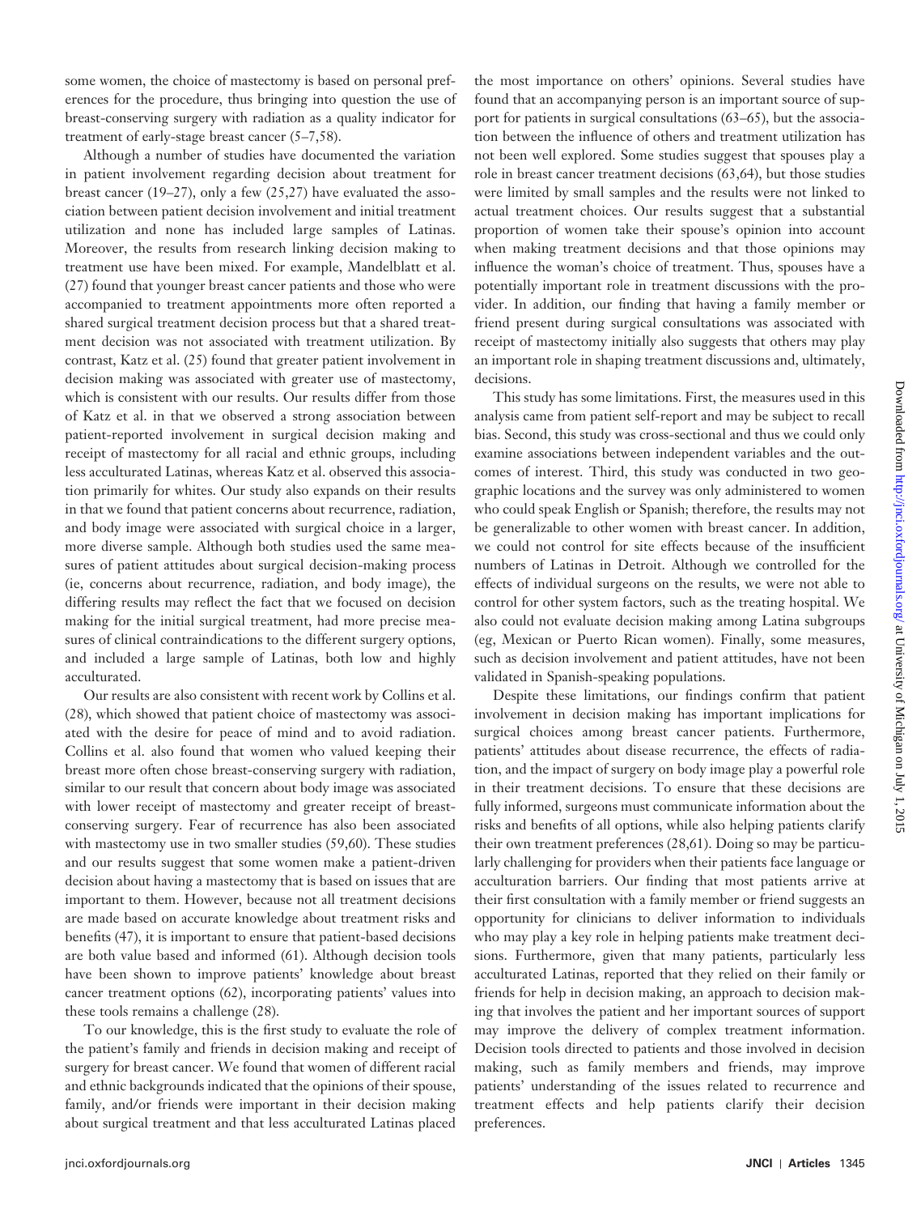some women, the choice of mastectomy is based on personal preferences for the procedure, thus bringing into question the use of breast-conserving surgery with radiation as a quality indicator for treatment of early-stage breast cancer (5–7,58).

Although a number of studies have documented the variation in patient involvement regarding decision about treatment for breast cancer (19–27), only a few (25,27) have evaluated the association between patient decision involvement and initial treatment utilization and none has included large samples of Latinas. Moreover, the results from research linking decision making to treatment use have been mixed. For example, Mandelblatt et al. (27) found that younger breast cancer patients and those who were accompanied to treatment appointments more often reported a shared surgical treatment decision process but that a shared treatment decision was not associated with treatment utilization. By contrast, Katz et al. (25) found that greater patient involvement in decision making was associated with greater use of mastectomy, which is consistent with our results. Our results differ from those of Katz et al. in that we observed a strong association between patient-reported involvement in surgical decision making and receipt of mastectomy for all racial and ethnic groups, including less acculturated Latinas, whereas Katz et al. observed this association primarily for whites. Our study also expands on their results in that we found that patient concerns about recurrence, radiation, and body image were associated with surgical choice in a larger, more diverse sample. Although both studies used the same measures of patient attitudes about surgical decision-making process (ie, concerns about recurrence, radiation, and body image), the differing results may reflect the fact that we focused on decision making for the initial surgical treatment, had more precise measures of clinical contraindications to the different surgery options, and included a large sample of Latinas, both low and highly acculturated.

Our results are also consistent with recent work by Collins et al. (28), which showed that patient choice of mastectomy was associated with the desire for peace of mind and to avoid radiation. Collins et al. also found that women who valued keeping their breast more often chose breast-conserving surgery with radiation, similar to our result that concern about body image was associated with lower receipt of mastectomy and greater receipt of breast-conserving surgery. Fear of recurrence has also been associated with mastectomy use in two smaller studies (59,60). These studies and our results suggest that some women make a patient-driven decision about having a mastectomy that is based on issues that are important to them. However, because not all treatment decisions are made based on accurate knowledge about treatment risks and benefits (47), it is important to ensure that patient-based decisions are both value based and informed (61). Although decision tools have been shown to improve patients' knowledge about breast cancer treatment options (62), incorporating patients' values into these tools remains a challenge (28).

To our knowledge, this is the first study to evaluate the role of the patient's family and friends in decision making and receipt of surgery for breast cancer. We found that women of different racial and ethnic backgrounds indicated that the opinions of their spouse, family, and/or friends were important in their decision making about surgical treatment and that less acculturated Latinas placed the most importance on others' opinions. Several studies have found that an accompanying person is an important source of support for patients in surgical consultations (63–65), but the association between the influence of others and treatment utilization has not been well explored. Some studies suggest that spouses play a role in breast cancer treatment decisions (63,64), but those studies were limited by small samples and the results were not linked to actual treatment choices. Our results suggest that a substantial proportion of women take their spouse's opinion into account when making treatment decisions and that those opinions may influence the woman's choice of treatment. Thus, spouses have a potentially important role in treatment discussions with the provider. In addition, our finding that having a family member or friend present during surgical consultations was associated with receipt of mastectomy initially also suggests that others may play an important role in shaping treatment discussions and, ultimately, decisions.

This study has some limitations. First, the measures used in this analysis came from patient self-report and may be subject to recall bias. Second, this study was cross-sectional and thus we could only examine associations between independent variables and the outcomes of interest. Third, this study was conducted in two geographic locations and the survey was only administered to women who could speak English or Spanish; therefore, the results may not be generalizable to other women with breast cancer. In addition, we could not control for site effects because of the insufficient numbers of Latinas in Detroit. Although we controlled for the effects of individual surgeons on the results, we were not able to control for other system factors, such as the treating hospital. We also could not evaluate decision making among Latina subgroups (eg, Mexican or Puerto Rican women). Finally, some measures, such as decision involvement and patient attitudes, have not been validated in Spanish-speaking populations.

Despite these limitations, our findings confirm that patient involvement in decision making has important implications for surgical choices among breast cancer patients. Furthermore, patients' attitudes about disease recurrence, the effects of radiation, and the impact of surgery on body image play a powerful role in their treatment decisions. To ensure that these decisions are fully informed, surgeons must communicate information about the risks and benefits of all options, while also helping patients clarify their own treatment preferences (28,61). Doing so may be particularly challenging for providers when their patients face language or acculturation barriers. Our finding that most patients arrive at their first consultation with a family member or friend suggests an opportunity for clinicians to deliver information to individuals who may play a key role in helping patients make treatment decisions. Furthermore, given that many patients, particularly less acculturated Latinas, reported that they relied on their family or friends for help in decision making, an approach to decision making that involves the patient and her important sources of support may improve the delivery of complex treatment information. Decision tools directed to patients and those involved in decision making, such as family members and friends, may improve patients' understanding of the issues related to recurrence and treatment effects and help patients clarify their decision preferences.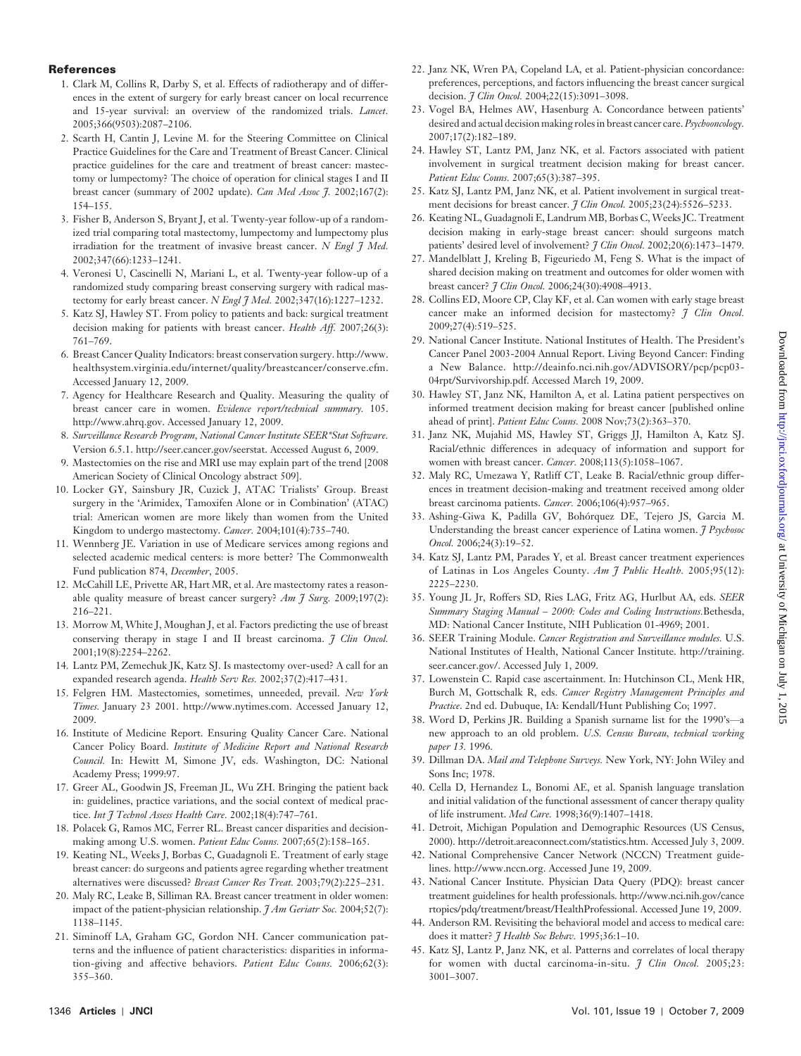## References

1. Clark M, Collins R, Darby S, et al. Effects of radiotherapy and of differences in the extent of surgery for early breast cancer on local recurrence and 15-year survival: an overview of the randomized trials. *Lancet.* 2005;366(9503):2087–2106.
2. Scarth H, Cantin J, Levine M. for the Steering Committee on Clinical Practice Guidelines for the Care and Treatment of Breast Cancer. Clinical practice guidelines for the care and treatment of breast cancer: mastectomy or lumpectomy? The choice of operation for clinical stages I and II breast cancer (summary of 2002 update). *Can Med Assoc J.* 2002;167(2):154–155.
3. Fisher B, Anderson S, Bryant J, et al. Twenty-year follow-up of a randomized trial comparing total mastectomy, lumpectomy and lumpectomy plus irradiation for the treatment of invasive breast cancer. *N Engl J Med.* 2002;347(66):1233–1241.
4. Veronesi U, Cascinelli N, Mariani L, et al. Twenty-year follow-up of a randomized study comparing breast conserving surgery with radical mastectomy for early breast cancer. *N Engl J Med.* 2002;347(16):1227–1232.
5. Katz SJ, Hawley ST. From policy to patients and back: surgical treatment decision making for patients with breast cancer. *Health Aff.* 2007;26(3):761–769.
6. Breast Cancer Quality Indicators: breast conservation surgery. http://www.healthsystem.virginia.edu/internet/quality/breastcancer/conserve.cfm. Accessed January 12, 2009.
7. Agency for Healthcare Research and Quality. Measuring the quality of breast cancer care in women. *Evidence report/technical summary.* 105. http://www.ahrq.gov. Accessed January 12, 2009.
8. *Surveillance Research Program, National Cancer Institute SEER\*Stat Software.* Version 6.5.1. http://seer.cancer.gov/seerstat. Accessed August 6, 2009.
9. Mastectomies on the rise and MRI use may explain part of the trend [2008 American Society of Clinical Oncology abstract 509].
10. Locker GY, Sainsbury JR, Cuzick J, ATAC Trialists' Group. Breast surgery in the 'Arimidex, Tamoxifen Alone or in Combination' (ATAC) trial: American women are more likely than women from the United Kingdom to undergo mastectomy. *Cancer.* 2004;101(4):735–740.
11. Wennberg JE. Variation in use of Medicare services among regions and selected academic medical centers: is more better? The Commonwealth Fund publication 874, *December*, 2005.
12. McCahill LE, Privette AR, Hart MR, et al. Are mastectomy rates a reasonable quality measure of breast cancer surgery? *Am J Surg.* 2009;197(2):216–221.
13. Morrow M, White J, Moughan J, et al. Factors predicting the use of breast conserving therapy in stage I and II breast carcinoma. *J Clin Oncol.* 2001;19(8):2254–2262.
14. Lantz PM, Zemechuk JK, Katz SJ. Is mastectomy over-used? A call for an expanded research agenda. *Health Serv Res.* 2002;37(2):417–431.
15. Felgren HM. Mastectomies, sometimes, unneeded, prevail. *New York Times.* January 23 2001. http://www.nytimes.com. Accessed January 12, 2009.
16. Institute of Medicine Report. Ensuring Quality Cancer Care. National Cancer Policy Board. *Institute of Medicine Report and National Research Council.* In: Hewitt M, Simone JV, eds. Washington, DC: National Academy Press; 1999:97.
17. Greer AL, Goodwin JS, Freeman JL, Wu ZH. Bringing the patient back in: guidelines, practice variations, and the social context of medical practice. *Int J Technol Assess Health Care.* 2002;18(4):747–761.
18. Polacek G, Ramos MC, Ferrer RL. Breast cancer disparities and decision-making among U.S. women. *Patient Educ Couns.* 2007;65(2):158–165.
19. Keating NL, Weeks J, Borbas C, Guadagnoli E. Treatment of early stage breast cancer: do surgeons and patients agree regarding whether treatment alternatives were discussed? *Breast Cancer Res Treat.* 2003;79(2):225–231.
20. Maly RC, Leake B, Silliman RA. Breast cancer treatment in older women: impact of the patient-physician relationship. *J Am Geriatr Soc.* 2004;52(7):1138–1145.
21. Siminoff LA, Graham GC, Gordon NH. Cancer communication patterns and the influence of patient characteristics: disparities in information-giving and affective behaviors. *Patient Educ Couns.* 2006;62(3):355–360.
22. Janz NK, Wren PA, Copeland LA, et al. Patient-physician concordance: preferences, perceptions, and factors influencing the breast cancer surgical decision. *J Clin Oncol.* 2004;22(15):3091–3098.
23. Vogel BA, Helmes AW, Hasenburg A. Concordance between patients' desired and actual decision making roles in breast cancer care. *Psychooncology.* 2007;17(2):182–189.
24. Hawley ST, Lantz PM, Janz NK, et al. Factors associated with patient involvement in surgical treatment decision making for breast cancer. *Patient Educ Couns.* 2007;65(3):387–395.
25. Katz SJ, Lantz PM, Janz NK, et al. Patient involvement in surgical treatment decisions for breast cancer. *J Clin Oncol.* 2005;23(24):5526–5233.
26. Keating NL, Guadagnoli E, Landrum MB, Borbas C, Weeks JC. Treatment decision making in early-stage breast cancer: should surgeons match patients' desired level of involvement? *J Clin Oncol.* 2002;20(6):1473–1479.
27. Mandelblatt J, Kreling B, Figeuriedo M, Feng S. What is the impact of shared decision making on treatment and outcomes for older women with breast cancer? *J Clin Oncol.* 2006;24(30):4908–4913.
28. Collins ED, Moore CP, Clay KF, et al. Can women with early stage breast cancer make an informed decision for mastectomy? *J Clin Oncol.* 2009;27(4):519–525.
29. National Cancer Institute. National Institutes of Health. The President's Cancer Panel 2003-2004 Annual Report. Living Beyond Cancer: Finding a New Balance. http://deainfo.nci.nih.gov/ADVISORY/pcp/pcp03-04rpt/Survivorship.pdf. Accessed March 19, 2009.
30. Hawley ST, Janz NK, Hamilton A, et al. Latina patient perspectives on informed treatment decision making for breast cancer [published online ahead of print]. *Patient Educ Couns.* 2008 Nov;73(2):363–370.
31. Janz NK, Mujahid MS, Hawley ST, Griggs JJ, Hamilton A, Katz SJ. Racial/ethnic differences in adequacy of information and support for women with breast cancer. *Cancer.* 2008;113(5):1058–1067.
32. Maly RC, Umezawa Y, Ratliff CT, Leake B. Racial/ethnic group differences in treatment decision-making and treatment received among older breast carcinoma patients. *Cancer.* 2006;106(4):957–965.
33. Ashing-Giwa K, Padilla GV, Bohórquez DE, Tejero JS, Garcia M. Understanding the breast cancer experience of Latina women. *J Psychosoc Oncol.* 2006;24(3):19–52.
34. Katz SJ, Lantz PM, Parades Y, et al. Breast cancer treatment experiences of Latinas in Los Angeles County. *Am J Public Health.* 2005;95(12):2225–2230.
35. Young JL Jr, Roffers SD, Ries LAG, Fritz AG, Hurlbut AA, eds. *SEER Summary Staging Manual – 2000: Codes and Coding Instructions.* Bethesda, MD: National Cancer Institute, NIH Publication 01-4969; 2001.
36. SEER Training Module. *Cancer Registration and Surveillance modules.* U.S. National Institutes of Health, National Cancer Institute. http://training.seer.cancer.gov/. Accessed July 1, 2009.
37. Lowenstein C. Rapid case ascertainment. In: Hutchinson CL, Menk HR, Burch M, Gottschalk R, eds. *Cancer Registry Management Principles and Practice*. 2nd ed. Dubuque, IA: Kendall/Hunt Publishing Co; 1997.
38. Word D, Perkins JR. Building a Spanish surname list for the 1990's—a new approach to an old problem. *U.S. Census Bureau, technical working paper 13.* 1996.
39. Dillman DA. *Mail and Telephone Surveys.* New York, NY: John Wiley and Sons Inc; 1978.
40. Cella D, Hernandez L, Bonomi AE, et al. Spanish language translation and initial validation of the functional assessment of cancer therapy quality of life instrument. *Med Care.* 1998;36(9):1407–1418.
41. Detroit, Michigan Population and Demographic Resources (US Census, 2000). http://detroit.areaconnect.com/statistics.htm. Accessed July 3, 2009.
42. National Comprehensive Cancer Network (NCCN) Treatment guidelines. http://www.nccn.org. Accessed June 19, 2009.
43. National Cancer Institute. Physician Data Query (PDQ): breast cancer treatment guidelines for health professionals. http://www.nci.nih.gov/cancertopics/pdq/treatment/breast/HealthProfessional. Accessed June 19, 2009.
44. Anderson RM. Revisiting the behavioral model and access to medical care: does it matter? *J Health Soc Behav.* 1995;36:1–10.
45. Katz SJ, Lantz P, Janz NK, et al. Patterns and correlates of local therapy for women with ductal carcinoma-in-situ. *J Clin Oncol.* 2005;23:3001–3007.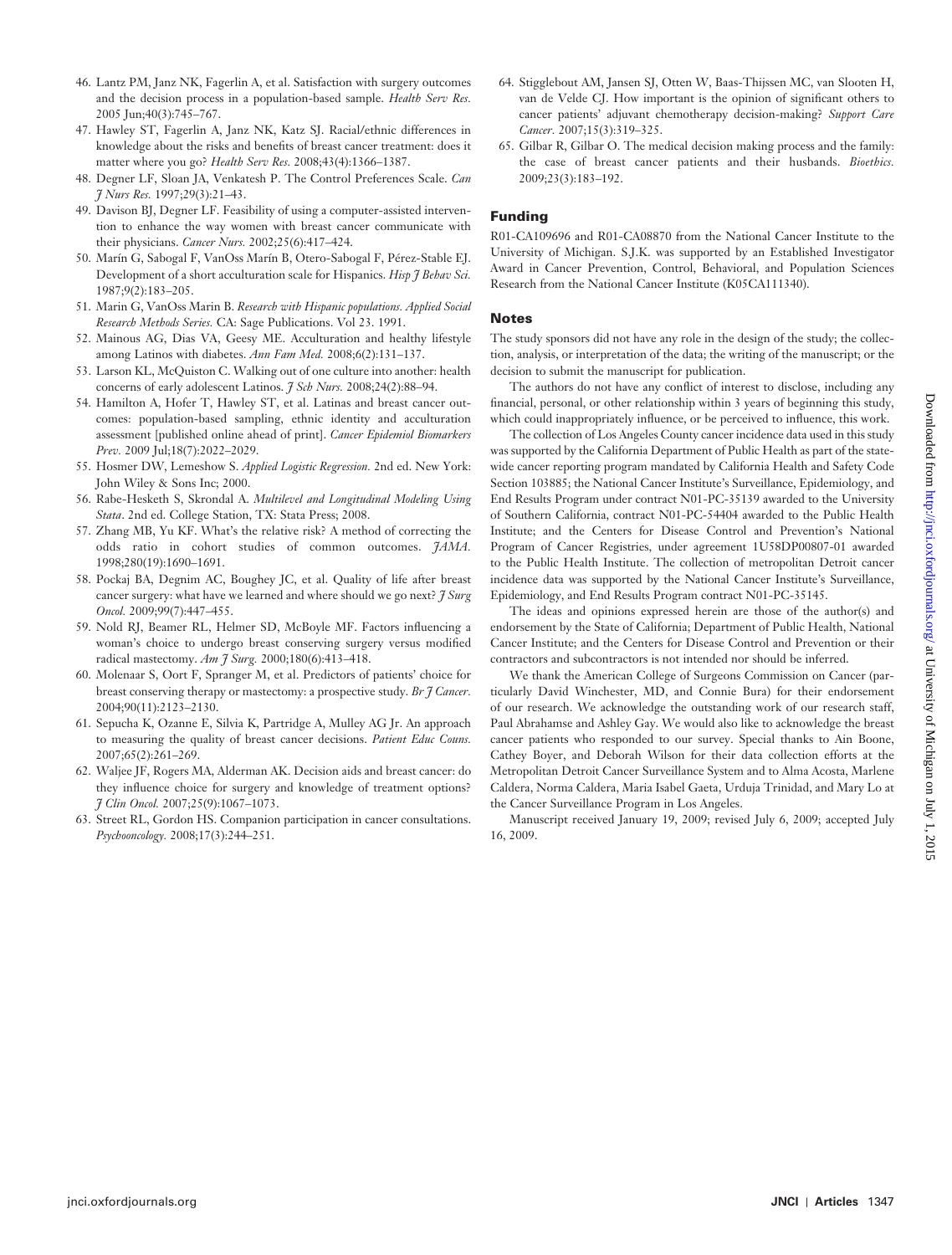46. Lantz PM, Janz NK, Fagerlin A, et al. Satisfaction with surgery outcomes and the decision process in a population-based sample. *Health Serv Res.* 2005 Jun;40(3):745–767.
47. Hawley ST, Fagerlin A, Janz NK, Katz SJ. Racial/ethnic differences in knowledge about the risks and benefits of breast cancer treatment: does it matter where you go? *Health Serv Res.* 2008;43(4):1366–1387.
48. Degner LF, Sloan JA, Venkatesh P. The Control Preferences Scale. *Can J Nurs Res.* 1997;29(3):21–43.
49. Davison BJ, Degner LF. Feasibility of using a computer-assisted intervention to enhance the way women with breast cancer communicate with their physicians. *Cancer Nurs.* 2002;25(6):417–424.
50. Marín G, Sabogal F, VanOss Marín B, Otero-Sabogal F, Pérez-Stable EJ. Development of a short acculturation scale for Hispanics. *Hisp J Behav Sci.* 1987;9(2):183–205.
51. Marin G, VanOss Marin B. *Research with Hispanic populations. Applied Social Research Methods Series.* CA: Sage Publications. Vol 23. 1991.
52. Mainous AG, Dias VA, Geesy ME. Acculturation and healthy lifestyle among Latinos with diabetes. *Ann Fam Med.* 2008;6(2):131–137.
53. Larson KL, McQuiston C. Walking out of one culture into another: health concerns of early adolescent Latinos. *J Sch Nurs.* 2008;24(2):88–94.
54. Hamilton A, Hofer T, Hawley ST, et al. Latinas and breast cancer outcomes: population-based sampling, ethnic identity and acculturation assessment [published online ahead of print]. *Cancer Epidemiol Biomarkers Prev.* 2009 Jul;18(7):2022–2029.
55. Hosmer DW, Lemeshow S. *Applied Logistic Regression.* 2nd ed. New York: John Wiley & Sons Inc; 2000.
56. Rabe-Hesketh S, Skrondal A. *Multilevel and Longitudinal Modeling Using Stata*. 2nd ed. College Station, TX: Stata Press; 2008.
57. Zhang MB, Yu KF. What's the relative risk? A method of correcting the odds ratio in cohort studies of common outcomes. *JAMA.* 1998;280(19):1690–1691.
58. Pockaj BA, Degnim AC, Boughey JC, et al. Quality of life after breast cancer surgery: what have we learned and where should we go next? *J Surg Oncol.* 2009;99(7):447–455.
59. Nold RJ, Beamer RL, Helmer SD, McBoyle MF. Factors influencing a woman's choice to undergo breast conserving surgery versus modified radical mastectomy. *Am J Surg.* 2000;180(6):413–418.
60. Molenaar S, Oort F, Sprangers M, et al. Predictors of patients' choice for breast conserving therapy or mastectomy: a prospective study. *Br J Cancer.* 2004;90(11):2123–2130.
61. Sepucha K, Ozanne E, Silvia K, Partridge A, Mulley AG Jr. An approach to measuring the quality of breast cancer decisions. *Patient Educ Couns.* 2007;65(2):261–269.
62. Waljee JF, Rogers MA, Alderman AK. Decision aids and breast cancer: do they influence choice for surgery and knowledge of treatment options? *J Clin Oncol.* 2007;25(9):1067–1073.
63. Street RL, Gordon HS. Companion participation in cancer consultations. *Psychooncology.* 2008;17(3):244–251.
64. Stiggelbout AM, Jansen SJ, Otten W, Baas-Thijssen MC, van Slooten H, van de Velde CJ. How important is the opinion of significant others to cancer patients' adjuvant chemotherapy decision-making? *Support Care Cancer.* 2007;15(3):319–325.
65. Gilbar R, Gilbar O. The medical decision making process and the family: the case of breast cancer patients and their husbands. *Bioethics.* 2009;23(3):183–192.

## Funding

R01-CA109696 and R01-CA08870 from the National Cancer Institute to the University of Michigan. S.J.K. was supported by an Established Investigator Award in Cancer Prevention, Control, Behavioral, and Population Sciences Research from the National Cancer Institute (K05CA111340).

## Notes

The study sponsors did not have any role in the design of the study; the collection, analysis, or interpretation of the data; the writing of the manuscript; or the decision to submit the manuscript for publication.

The authors do not have any conflict of interest to disclose, including any financial, personal, or other relationship within 3 years of beginning this study, which could inappropriately influence, or be perceived to influence, this work.

The collection of Los Angeles County cancer incidence data used in this study was supported by the California Department of Public Health as part of the statewide cancer reporting program mandated by California Health and Safety Code Section 103885; the National Cancer Institute's Surveillance, Epidemiology, and End Results Program under contract N01-PC-35139 awarded to the University of Southern California, contract N01-PC-54404 awarded to the Public Health Institute; and the Centers for Disease Control and Prevention's National Program of Cancer Registries, under agreement 1U58DP00807-01 awarded to the Public Health Institute. The collection of metropolitan Detroit cancer incidence data was supported by the National Cancer Institute's Surveillance, Epidemiology, and End Results Program contract N01-PC-35145.

The ideas and opinions expressed herein are those of the author(s) and endorsement by the State of California; Department of Public Health, National Cancer Institute; and the Centers for Disease Control and Prevention or their contractors and subcontractors is not intended nor should be inferred.

We thank the American College of Surgeons Commission on Cancer (particularly David Winchester, MD, and Connie Bura) for their endorsement of our research. We acknowledge the outstanding work of our research staff, Paul Abrahamse and Ashley Gay. We would also like to acknowledge the breast cancer patients who responded to our survey. Special thanks to Ain Boone, Cathey Boyer, and Deborah Wilson for their data collection efforts at the Metropolitan Detroit Cancer Surveillance System and to Alma Acosta, Marlene Caldera, Norma Caldera, Maria Isabel Gaeta, Urduja Trinidad, and Mary Lo at the Cancer Surveillance Program in Los Angeles.

Manuscript received January 19, 2009; revised July 6, 2009; accepted July 16, 2009.